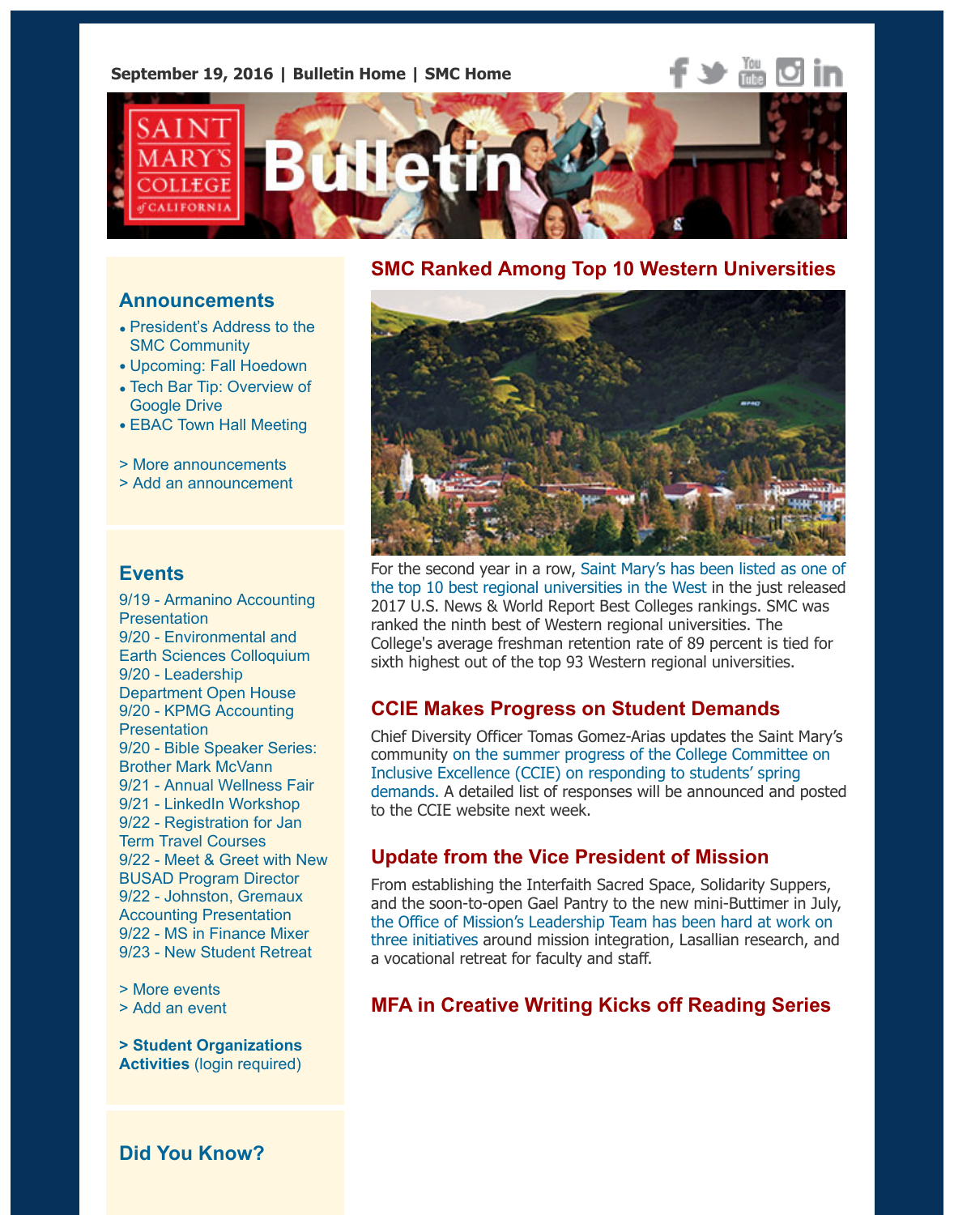**September 19, 2016 | Bulletin Home | SMC Home**

# Saint Mary's College of California Bulletin

## Announcements

- President's Address to the SMC Community
- Upcoming: Fall Hoedown
- Tech Bar Tip: Overview of Google Drive
- EBAC Town Hall Meeting

> More announcements
> Add an announcement

## Events

9/19 - Armanino Accounting Presentation
9/20 - Environmental and Earth Sciences Colloquium
9/20 - Leadership Department Open House
9/20 - KPMG Accounting Presentation
9/20 - Bible Speaker Series: Brother Mark McVann
9/21 - Annual Wellness Fair
9/21 - LinkedIn Workshop
9/22 - Registration for Jan Term Travel Courses
9/22 - Meet & Greet with New BUSAD Program Director
9/22 - Johnston, Gremaux Accounting Presentation
9/22 - MS in Finance Mixer
9/23 - New Student Retreat

> More events
> Add an event

**> Student Organizations Activities** (login required)

## Did You Know?

## SMC Ranked Among Top 10 Western Universities

For the second year in a row, Saint Mary's has been listed as one of the top 10 best regional universities in the West in the just released 2017 U.S. News & World Report Best Colleges rankings. SMC was ranked the ninth best of Western regional universities. The College's average freshman retention rate of 89 percent is tied for sixth highest out of the top 93 Western regional universities.

## CCIE Makes Progress on Student Demands

Chief Diversity Officer Tomas Gomez-Arias updates the Saint Mary's community on the summer progress of the College Committee on Inclusive Excellence (CCIE) on responding to students' spring demands. A detailed list of responses will be announced and posted to the CCIE website next week.

## Update from the Vice President of Mission

From establishing the Interfaith Sacred Space, Solidarity Suppers, and the soon-to-open Gael Pantry to the new mini-Buttimer in July, the Office of Mission's Leadership Team has been hard at work on three initiatives around mission integration, Lasallian research, and a vocational retreat for faculty and staff.

## MFA in Creative Writing Kicks off Reading Series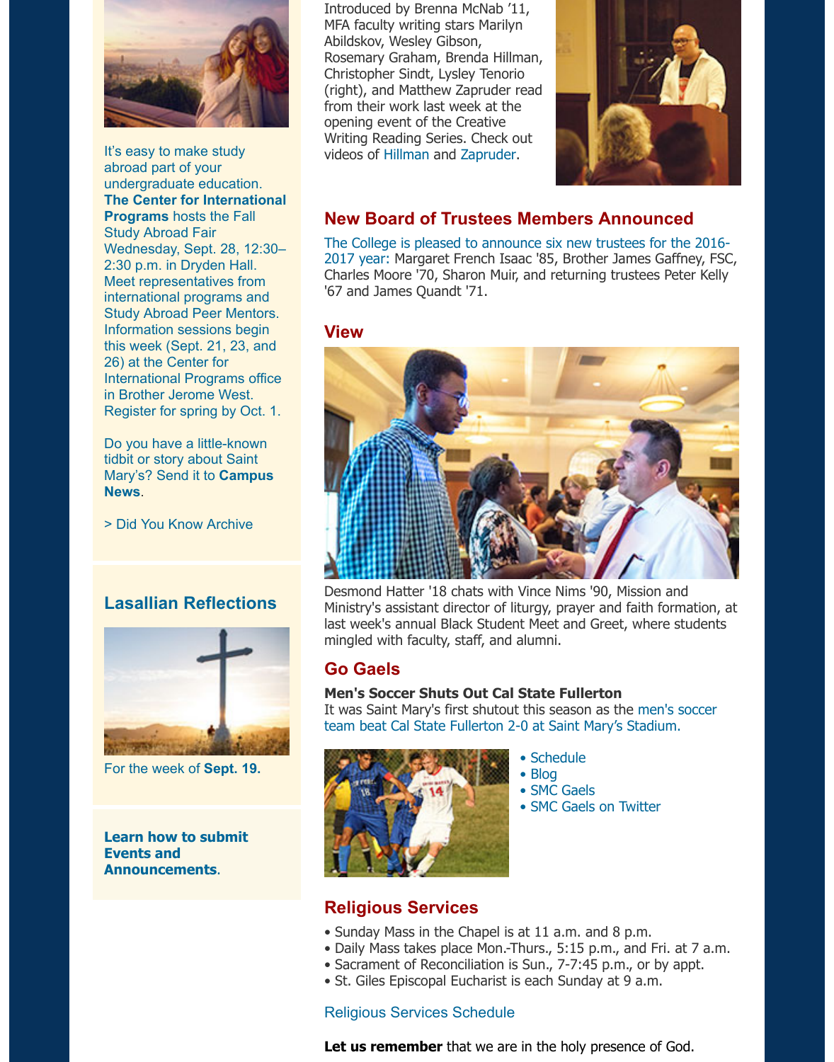It's easy to make study abroad part of your undergraduate education. **The Center for International Programs** hosts the Fall Study Abroad Fair Wednesday, Sept. 28, 12:30–2:30 p.m. in Dryden Hall. Meet representatives from international programs and Study Abroad Peer Mentors. Information sessions begin this week (Sept. 21, 23, and 26) at the Center for International Programs office in Brother Jerome West. Register for spring by Oct. 1.

Do you have a little-known tidbit or story about Saint Mary's? Send it to **Campus News**.

> Did You Know Archive

## Lasallian Reflections

For the week of **Sept. 19.**

**Learn how to submit Events and Announcements**.

Introduced by Brenna McNab '11, MFA faculty writing stars Marilyn Abildskov, Wesley Gibson, Rosemary Graham, Brenda Hillman, Christopher Sindt, Lysley Tenorio (right), and Matthew Zapruder read from their work last week at the opening event of the Creative Writing Reading Series. Check out videos of Hillman and Zapruder.

## New Board of Trustees Members Announced

The College is pleased to announce six new trustees for the 2016-2017 year: Margaret French Isaac '85, Brother James Gaffney, FSC, Charles Moore '70, Sharon Muir, and returning trustees Peter Kelly '67 and James Quandt '71.

## View

Desmond Hatter '18 chats with Vince Nims '90, Mission and Ministry's assistant director of liturgy, prayer and faith formation, at last week's annual Black Student Meet and Greet, where students mingled with faculty, staff, and alumni.

## Go Gaels

**Men's Soccer Shuts Out Cal State Fullerton**

It was Saint Mary's first shutout this season as the men's soccer team beat Cal State Fullerton 2-0 at Saint Mary's Stadium.

- Schedule
- Blog
- SMC Gaels
- SMC Gaels on Twitter

## Religious Services

- Sunday Mass in the Chapel is at 11 a.m. and 8 p.m.
- Daily Mass takes place Mon.-Thurs., 5:15 p.m., and Fri. at 7 a.m.
- Sacrament of Reconciliation is Sun., 7-7:45 p.m., or by appt.
- St. Giles Episcopal Eucharist is each Sunday at 9 a.m.

Religious Services Schedule

**Let us remember** that we are in the holy presence of God.